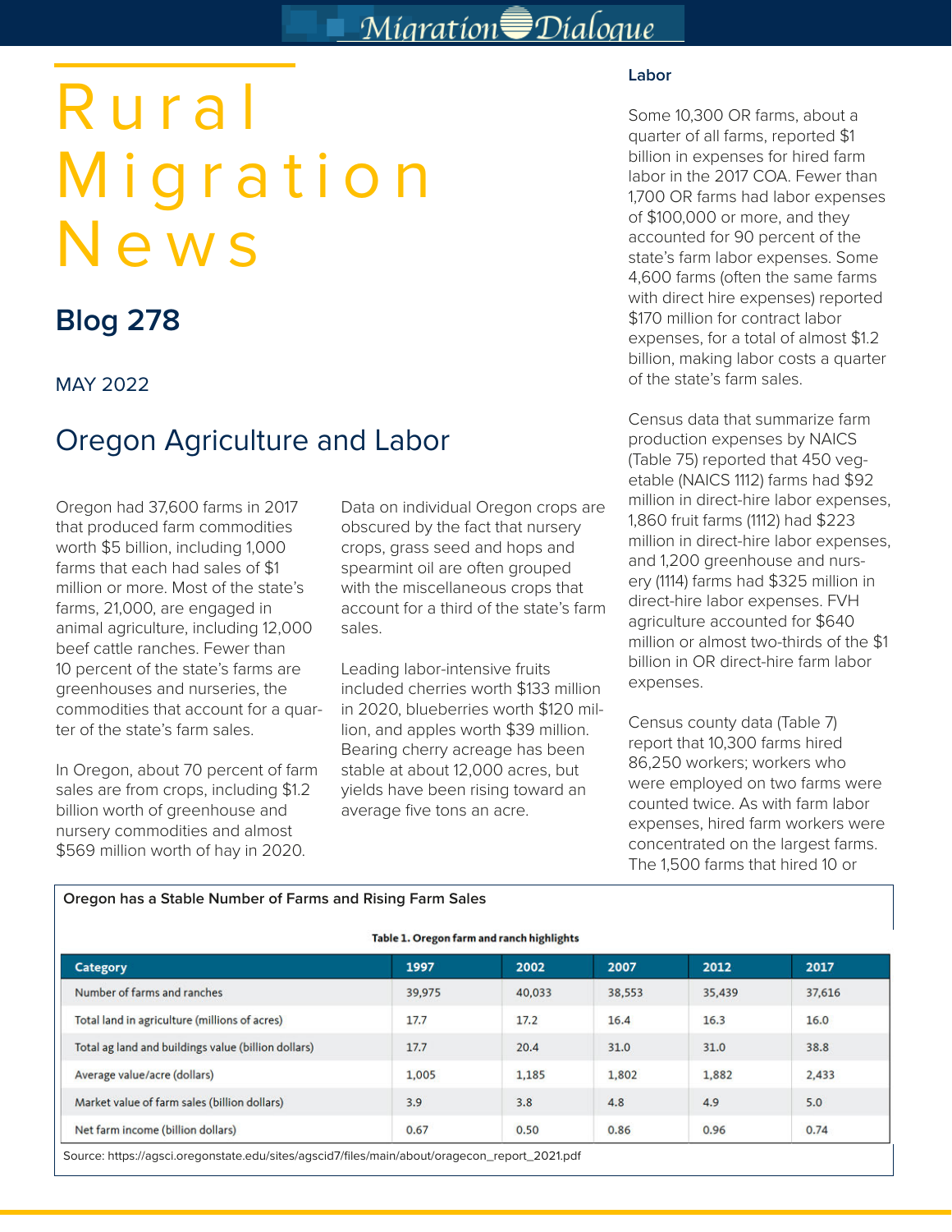# Rural Migration News

## Blog 278

MAY 2022

## Oregon Agriculture and Labor

Oregon had 37,600 farms in 2017 that produced farm commodities worth $5 billion, including 1,000 farms that each had sales of $1 million or more. Most of the state's farms, 21,000, are engaged in animal agriculture, including 12,000 beef cattle ranches. Fewer than 10 percent of the state's farms are greenhouses and nurseries, the commodities that account for a quarter of the state's farm sales.

In Oregon, about 70 percent of farm sales are from crops, including $1.2 billion worth of greenhouse and nursery commodities and almost $569 million worth of hay in 2020.

Data on individual Oregon crops are obscured by the fact that nursery crops, grass seed and hops and spearmint oil are often grouped with the miscellaneous crops that account for a third of the state's farm sales.

Leading labor-intensive fruits included cherries worth $133 million in 2020, blueberries worth $120 million, and apples worth $39 million. Bearing cherry acreage has been stable at about 12,000 acres, but yields have been rising toward an average five tons an acre.

### Labor

Some 10,300 OR farms, about a quarter of all farms, reported $1 billion in expenses for hired farm labor in the 2017 COA. Fewer than 1,700 OR farms had labor expenses of $100,000 or more, and they accounted for 90 percent of the state's farm labor expenses. Some 4,600 farms (often the same farms with direct hire expenses) reported $170 million for contract labor expenses, for a total of almost $1.2 billion, making labor costs a quarter of the state's farm sales.

Census data that summarize farm production expenses by NAICS (Table 75) reported that 450 vegetable (NAICS 1112) farms had $92 million in direct-hire labor expenses, 1,860 fruit farms (1112) had $223 million in direct-hire labor expenses, and 1,200 greenhouse and nursery (1114) farms had $325 million in direct-hire labor expenses. FVH agriculture accounted for $640 million or almost two-thirds of the $1 billion in OR direct-hire farm labor expenses.

Census county data (Table 7) report that 10,300 farms hired 86,250 workers; workers who were employed on two farms were counted twice. As with farm labor expenses, hired farm workers were concentrated on the largest farms. The 1,500 farms that hired 10 or

**Oregon has a Stable Number of Farms and Rising Farm Sales**

**Table 1. Oregon farm and ranch highlights**

| Category | 1997 | 2002 | 2007 | 2012 | 2017 |
|---|---|---|---|---|---|
| Number of farms and ranches | 39,975 | 40,033 | 38,553 | 35,439 | 37,616 |
| Total land in agriculture (millions of acres) | 17.7 | 17.2 | 16.4 | 16.3 | 16.0 |
| Total ag land and buildings value (billion dollars) | 17.7 | 20.4 | 31.0 | 31.0 | 38.8 |
| Average value/acre (dollars) | 1,005 | 1,185 | 1,802 | 1,882 | 2,433 |
| Market value of farm sales (billion dollars) | 3.9 | 3.8 | 4.8 | 4.9 | 5.0 |
| Net farm income (billion dollars) | 0.67 | 0.50 | 0.86 | 0.96 | 0.74 |

Source: https://agsci.oregonstate.edu/sites/agscid7/files/main/about/oragecon_report_2021.pdf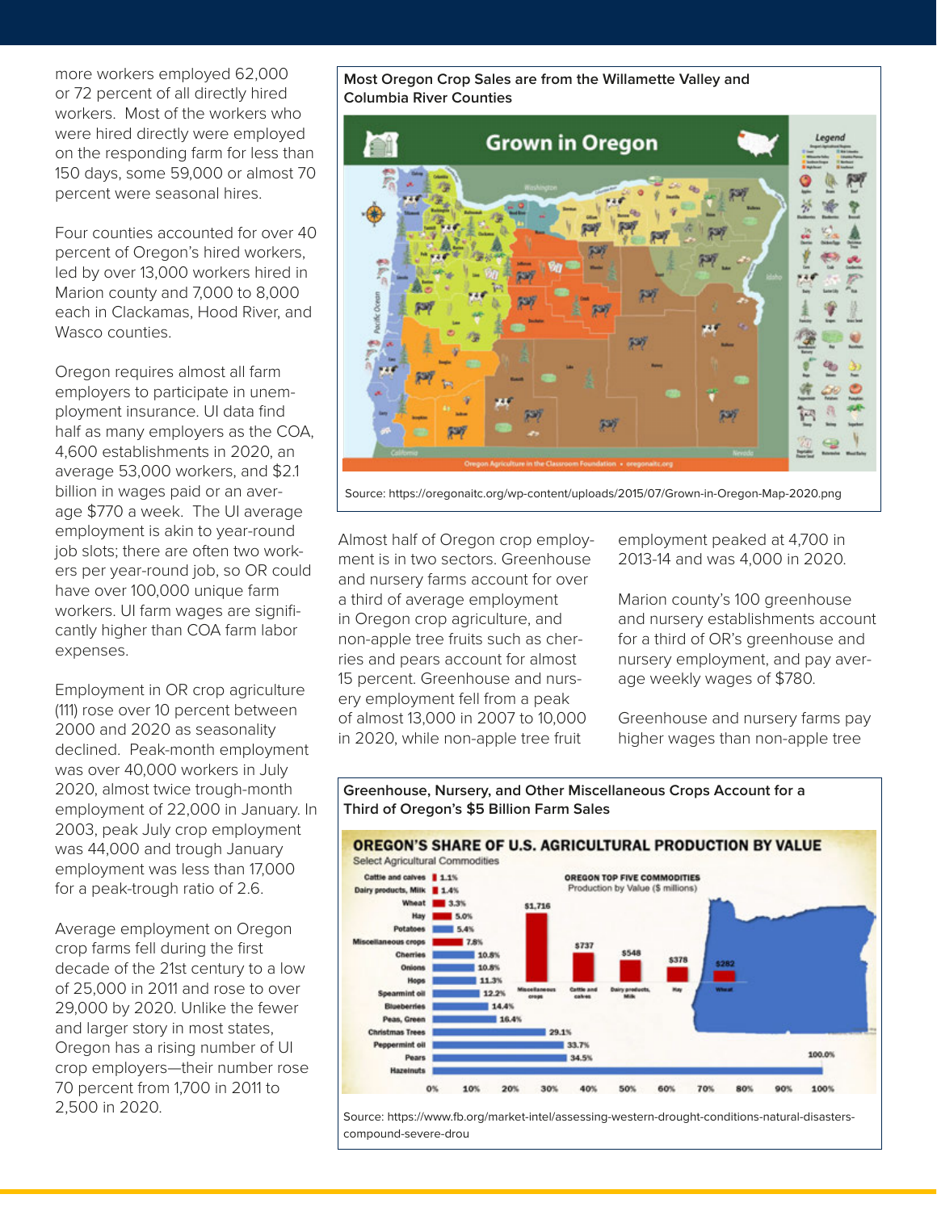more workers employed 62,000 or 72 percent of all directly hired workers. Most of the workers who were hired directly were employed on the responding farm for less than 150 days, some 59,000 or almost 70 percent were seasonal hires.

Four counties accounted for over 40 percent of Oregon's hired workers, led by over 13,000 workers hired in Marion county and 7,000 to 8,000 each in Clackamas, Hood River, and Wasco counties.

Oregon requires almost all farm employers to participate in unemployment insurance. UI data find half as many employers as the COA, 4,600 establishments in 2020, an average 53,000 workers, and $2.1 billion in wages paid or an average $770 a week. The UI average employment is akin to year-round job slots; there are often two workers per year-round job, so OR could have over 100,000 unique farm workers. UI farm wages are significantly higher than COA farm labor expenses.

Employment in OR crop agriculture (111) rose over 10 percent between 2000 and 2020 as seasonality declined. Peak-month employment was over 40,000 workers in July 2020, almost twice trough-month employment of 22,000 in January. In 2003, peak July crop employment was 44,000 and trough January employment was less than 17,000 for a peak-trough ratio of 2.6.

Average employment on Oregon crop farms fell during the first decade of the 21st century to a low of 25,000 in 2011 and rose to over 29,000 by 2020. Unlike the fewer and larger story in most states, Oregon has a rising number of UI crop employers—their number rose 70 percent from 1,700 in 2011 to 2,500 in 2020.

**Most Oregon Crop Sales are from the Willamette Valley and Columbia River Counties**

Source: https://oregonaitc.org/wp-content/uploads/2015/07/Grown-in-Oregon-Map-2020.png

Almost half of Oregon crop employment is in two sectors. Greenhouse and nursery farms account for over a third of average employment in Oregon crop agriculture, and non-apple tree fruits such as cherries and pears account for almost 15 percent. Greenhouse and nursery employment fell from a peak of almost 13,000 in 2007 to 10,000 in 2020, while non-apple tree fruit employment peaked at 4,700 in 2013-14 and was 4,000 in 2020.

Marion county's 100 greenhouse and nursery establishments account for a third of OR's greenhouse and nursery employment, and pay average weekly wages of $780.

Greenhouse and nursery farms pay higher wages than non-apple tree

**Greenhouse, Nursery, and Other Miscellaneous Crops Account for a Third of Oregon's $5 Billion Farm Sales**

Source: https://www.fb.org/market-intel/assessing-western-drought-conditions-natural-disasters-compound-severe-drou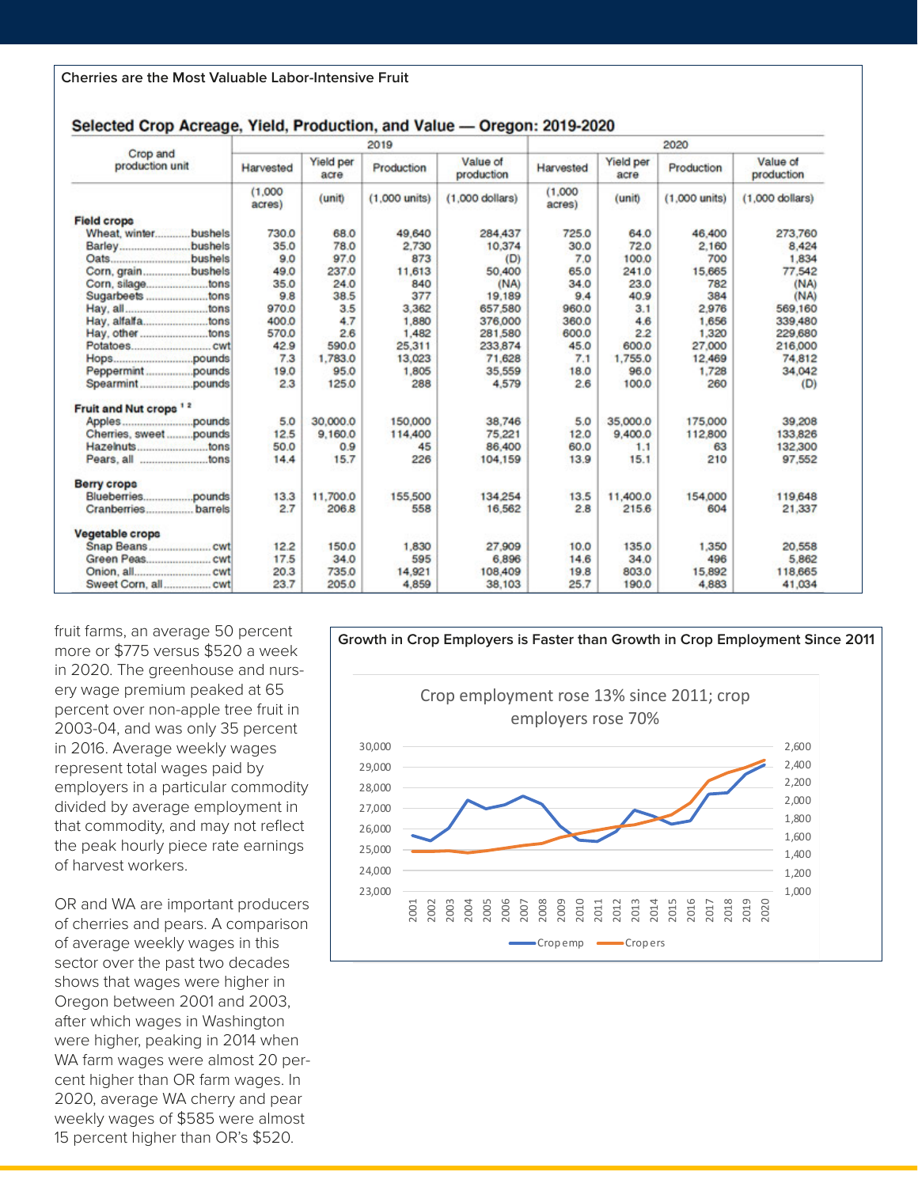**Cherries are the Most Valuable Labor-Intensive Fruit**

**Selected Crop Acreage, Yield, Production, and Value — Oregon: 2019-2020**

| Crop and production unit | 2019 | | | | 2020 | | | |
|---|---|---|---|---|---|---|---|---|
| | Harvested | Yield per acre | Production | Value of production | Harvested | Yield per acre | Production | Value of production |
| | (1,000 acres) | (unit) | (1,000 units) | (1,000 dollars) | (1,000 acres) | (unit) | (1,000 units) | (1,000 dollars) |
| **Field crops** | | | | | | | | |
| Wheat, winter..........bushels | 730.0 | 68.0 | 49,640 | 284,437 | 725.0 | 64.0 | 46,400 | 273,760 |
| Barley..........bushels | 35.0 | 78.0 | 2,730 | 10,374 | 30.0 | 72.0 | 2,160 | 8,424 |
| Oats..........bushels | 9.0 | 97.0 | 873 | (D) | 7.0 | 100.0 | 700 | 1,834 |
| Corn, grain..........bushels | 49.0 | 237.0 | 11,613 | 50,400 | 65.0 | 241.0 | 15,665 | 77,542 |
| Corn, silage..........tons | 35.0 | 24.0 | 840 | (NA) | 34.0 | 23.0 | 782 | (NA) |
| Sugarbeets..........tons | 9.8 | 38.5 | 377 | 19,189 | 9.4 | 40.9 | 384 | (NA) |
| Hay, all..........tons | 970.0 | 3.5 | 3,362 | 657,580 | 960.0 | 3.1 | 2,976 | 569,160 |
| Hay, alfalfa..........tons | 400.0 | 4.7 | 1,880 | 376,000 | 360.0 | 4.6 | 1,656 | 339,480 |
| Hay, other..........tons | 570.0 | 2.6 | 1,482 | 281,580 | 600.0 | 2.2 | 1,320 | 229,680 |
| Potatoes..........cwt | 42.9 | 590.0 | 25,311 | 233,874 | 45.0 | 600.0 | 27,000 | 216,000 |
| Hops..........pounds | 7.3 | 1,783.0 | 13,023 | 71,628 | 7.1 | 1,755.0 | 12,469 | 74,812 |
| Peppermint..........pounds | 19.0 | 95.0 | 1,805 | 35,559 | 18.0 | 96.0 | 1,728 | 34,042 |
| Spearmint..........pounds | 2.3 | 125.0 | 288 | 4,579 | 2.6 | 100.0 | 260 | (D) |
| **Fruit and Nut crops [1,2]** | | | | | | | | |
| Apples..........pounds | 5.0 | 30,000.0 | 150,000 | 38,746 | 5.0 | 35,000.0 | 175,000 | 39,208 |
| Cherries, sweet..........pounds | 12.5 | 9,160.0 | 114,400 | 75,221 | 12.0 | 9,400.0 | 112,800 | 133,826 |
| Hazelnuts..........tons | 50.0 | 0.9 | 45 | 86,400 | 60.0 | 1.1 | 63 | 132,300 |
| Pears, all..........tons | 14.4 | 15.7 | 226 | 104,159 | 13.9 | 15.1 | 210 | 97,552 |
| **Berry crops** | | | | | | | | |
| Blueberries..........pounds | 13.3 | 11,700.0 | 155,500 | 134,254 | 13.5 | 11,400.0 | 154,000 | 119,648 |
| Cranberries..........barrels | 2.7 | 206.8 | 558 | 16,562 | 2.8 | 215.6 | 604 | 21,337 |
| **Vegetable crops** | | | | | | | | |
| Snap Beans..........cwt | 12.2 | 150.0 | 1,830 | 27,909 | 10.0 | 135.0 | 1,350 | 20,558 |
| Green Peas..........cwt | 17.5 | 34.0 | 595 | 6,896 | 14.6 | 34.0 | 496 | 5,862 |
| Onion, all..........cwt | 20.3 | 735.0 | 14,921 | 108,409 | 19.8 | 803.0 | 15,892 | 118,665 |
| Sweet Corn, all..........cwt | 23.7 | 205.0 | 4,859 | 38,103 | 25.7 | 190.0 | 4,883 | 41,034 |

fruit farms, an average 50 percent more or $775 versus $520 a week in 2020. The greenhouse and nursery wage premium peaked at 65 percent over non-apple tree fruit in 2003-04, and was only 35 percent in 2016. Average weekly wages represent total wages paid by employers in a particular commodity divided by average employment in that commodity, and may not reflect the peak hourly piece rate earnings of harvest workers.

OR and WA are important producers of cherries and pears. A comparison of average weekly wages in this sector over the past two decades shows that wages were higher in Oregon between 2001 and 2003, after which wages in Washington were higher, peaking in 2014 when WA farm wages were almost 20 percent higher than OR farm wages. In 2020, average WA cherry and pear weekly wages of $585 were almost 15 percent higher than OR's $520.

**Growth in Crop Employers is Faster than Growth in Crop Employment Since 2011**

Crop employment rose 13% since 2011; crop employers rose 70%

(Chart: Crop emp (left axis, 23,000–30,000) and Crop ers (right axis, 1,000–2,600), 2001–2020)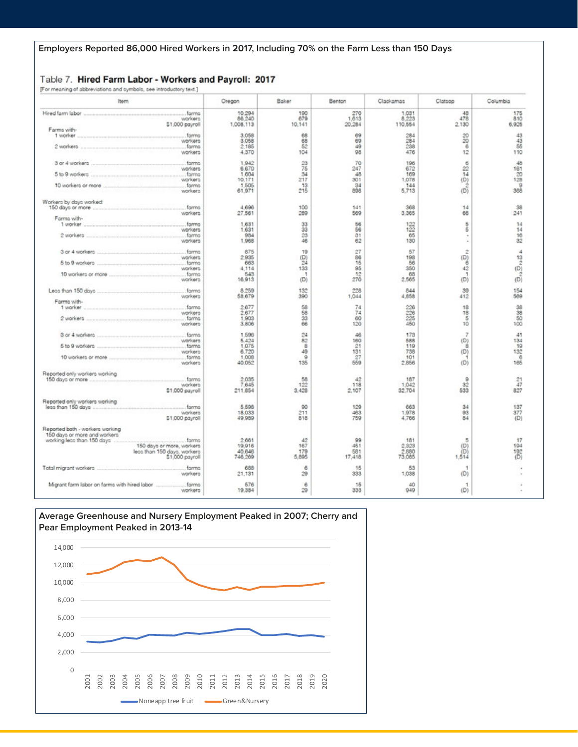**Employers Reported 86,000 Hired Workers in 2017, Including 70% on the Farm Less than 150 Days**

Table 7. **Hired Farm Labor - Workers and Payroll: 2017**

[For meaning of abbreviations and symbols, see introductory text.]

| Item | | Oregon | Baker | Benton | Clackamas | Clatsop | Columbia |
|---|---|---|---|---|---|---|---|
| Hired farm labor | farms | 10,294 | 190 | 270 | 1,031 | 48 | 175 |
| | workers | 86,240 | 679 | 1,613 | 8,223 | 478 | 810 |
| | $1,000 payroll | 1,008,113 | 10,141 | 20,284 | 110,554 | 2,130 | 6,925 |
| Farms with- 1 worker | farms | 3,058 | 68 | 69 | 284 | 20 | 43 |
| | workers | 3,058 | 68 | 69 | 284 | 20 | 43 |
| 2 workers | farms | 2,185 | 52 | 49 | 238 | 6 | 55 |
| | workers | 4,370 | 104 | 98 | 476 | 12 | 110 |
| 3 or 4 workers | farms | 1,942 | 23 | 70 | 196 | 6 | 48 |
| | workers | 6,670 | 75 | 247 | 672 | 22 | 161 |
| 5 to 9 workers | farms | 1,604 | 34 | 48 | 169 | 14 | 20 |
| | workers | 10,171 | 217 | 301 | 1,078 | (D) | 128 |
| 10 workers or more | farms | 1,505 | 13 | 34 | 144 | 2 | 9 |
| | workers | 61,971 | 215 | 898 | 5,713 | (D) | 368 |
| Workers by days worked: 150 days or more | farms | 4,696 | 100 | 141 | 368 | 14 | 38 |
| | workers | 27,561 | 289 | 569 | 3,365 | 66 | 241 |
| Farms with- 1 worker | farms | 1,631 | 33 | 56 | 122 | 5 | 14 |
| | workers | 1,631 | 33 | 56 | 122 | 5 | 14 |
| 2 workers | farms | 984 | 23 | 31 | 65 | - | 16 |
| | workers | 1,968 | 46 | 62 | 130 | - | 32 |
| 3 or 4 workers | farms | 875 | 19 | 27 | 57 | 2 | 4 |
| | workers | 2,935 | (D) | 86 | 198 | (D) | 13 |
| 5 to 9 workers | farms | 663 | 24 | 15 | 56 | 6 | 2 |
| | workers | 4,114 | 133 | 95 | 350 | 42 | (D) |
| 10 workers or more | farms | 543 | 1 | 12 | 68 | 1 | 2 |
| | workers | 16,913 | (D) | 270 | 2,565 | (D) | (D) |
| Less than 150 days | farms | 8,259 | 132 | 228 | 844 | 39 | 154 |
| | workers | 58,679 | 390 | 1,044 | 4,858 | 412 | 569 |
| Farms with- 1 worker | farms | 2,677 | 58 | 74 | 226 | 18 | 38 |
| | workers | 2,677 | 58 | 74 | 226 | 18 | 38 |
| 2 workers | farms | 1,903 | 33 | 60 | 225 | 5 | 50 |
| | workers | 3,806 | 66 | 120 | 450 | 10 | 100 |
| 3 or 4 workers | farms | 1,596 | 24 | 46 | 173 | 7 | 41 |
| | workers | 5,424 | 82 | 160 | 588 | (D) | 134 |
| 5 to 9 workers | farms | 1,075 | 8 | 21 | 119 | 8 | 19 |
| | workers | 6,720 | 49 | 131 | 738 | (D) | 132 |
| 10 workers or more | farms | 1,008 | 9 | 27 | 101 | 1 | 6 |
| | workers | 40,052 | 135 | 559 | 2,856 | (D) | 165 |
| Reported only workers working 150 days or more | farms | 2,035 | 58 | 42 | 187 | 9 | 21 |
| | workers | 7,645 | 122 | 118 | 1,042 | 32 | 47 |
| | $1,000 payroll | 211,854 | 3,428 | 2,107 | 32,704 | 533 | 827 |
| Reported only workers working less than 150 days | farms | 5,598 | 90 | 129 | 663 | 34 | 137 |
| | workers | 18,033 | 211 | 463 | 1,978 | 93 | 377 |
| | $1,000 payroll | 49,989 | 818 | 759 | 4,766 | 84 | (D) |
| Reported both - workers working 150 days or more and workers working less than 150 days | farms | 2,661 | 42 | 99 | 181 | 5 | 17 |
| | 150 days or more, workers | 19,916 | 167 | 451 | 2,323 | (D) | 194 |
| | less than 150 days, workers | 40,646 | 179 | 581 | 2,880 | (D) | 192 |
| | $1,000 payroll | 746,269 | 5,895 | 17,418 | 73,085 | 1,514 | (D) |
| Total migrant workers | farms | 688 | 6 | 15 | 53 | 1 | - |
| | workers | 21,131 | 29 | 333 | 1,038 | (D) | - |
| Migrant farm labor on farms with hired labor | farms | 576 | 6 | 15 | 40 | 1 | - |
| | workers | 19,384 | 29 | 333 | 949 | (D) | - |

**Average Greenhouse and Nursery Employment Peaked in 2007; Cherry and Pear Employment Peaked in 2013-14**

Legend: Noneapp tree fruit; Green&Nursery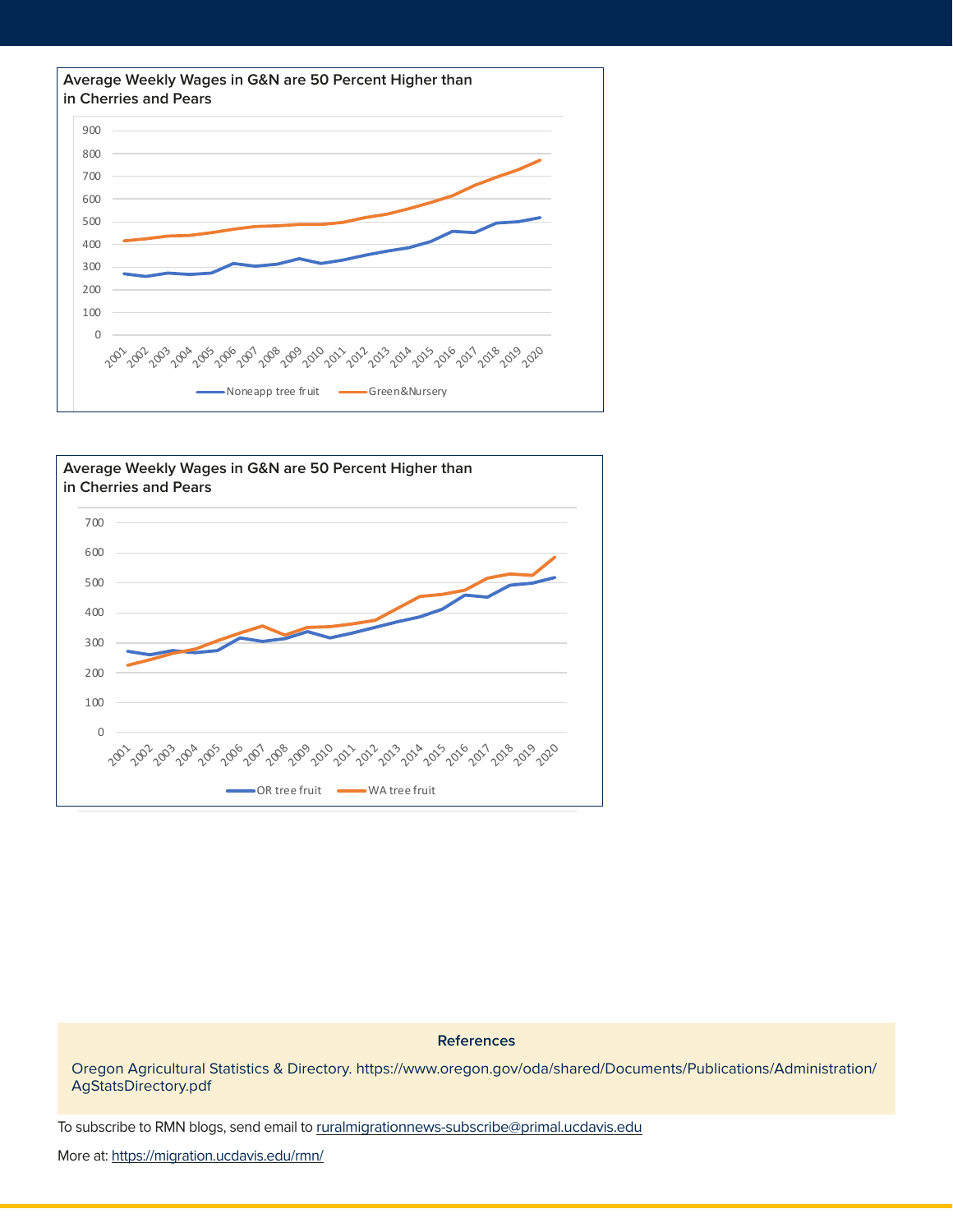Average Weekly Wages in G&N are 50 Percent Higher than in Cherries and Pears

900
800
700
600
500
400
300
200
100
0

2001 2002 2003 2004 2005 2006 2007 2008 2009 2010 2011 2012 2013 2014 2015 2016 2017 2018 2019 2020

Noneapp tree fruit — Green&Nursery

Average Weekly Wages in G&N are 50 Percent Higher than in Cherries and Pears

700
600
500
400
300
200
100
0

2001 2002 2003 2004 2005 2006 2007 2008 2009 2010 2011 2012 2013 2014 2015 2016 2017 2018 2019 2020

OR tree fruit — WA tree fruit

### References

Oregon Agricultural Statistics & Directory. https://www.oregon.gov/oda/shared/Documents/Publications/Administration/AgStatsDirectory.pdf

To subscribe to RMN blogs, send email to ruralmigrationnews-subscribe@primal.ucdavis.edu

More at: https://migration.ucdavis.edu/rmn/